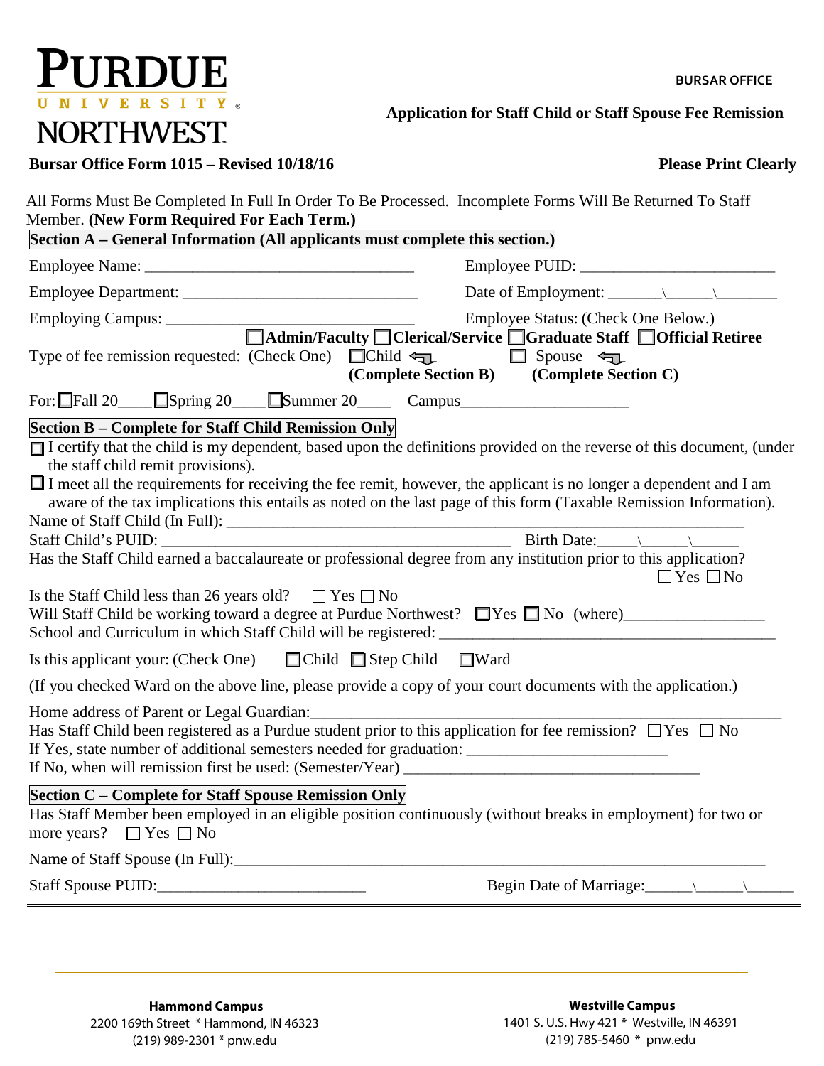**PURDUE UNIVERSITY NORTHWEST**

BURSAR OFFICE

**Application for Staff Child or Staff Spouse Fee Remission**

**Bursar Office Form 1015 – Revised 10/18/16**

**Please Print Clearly**

All Forms Must Be Completed In Full In Order To Be Processed. Incomplete Forms Will Be Returned To Staff Member. **(New Form Required For Each Term.)**

**Section A – General Information (All applicants must complete this section.)**

Employee Name: ___________________________________ Employee PUID: _________________________

Employee Department: ______________________________ Date of Employment: ______\\______\\________

Employing Campus: _________________________________ Employee Status: (Check One Below.)

☐ **Admin/Faculty** ☐ **Clerical/Service** ☐ **Graduate Staff** ☐ **Official Retiree**

Type of fee remission requested: (Check One) ☐ Child (**Complete Section B**) ☐ Spouse (**Complete Section C**)

For: ☐ Fall 20____ ☐ Spring 20____ ☐ Summer 20____ Campus____________________

**Section B – Complete for Staff Child Remission Only**

☐ I certify that the child is my dependent, based upon the definitions provided on the reverse of this document, (under the staff child remit provisions).

☐ I meet all the requirements for receiving the fee remit, however, the applicant is no longer a dependent and I am aware of the tax implications this entails as noted on the last page of this form (Taxable Remission Information).

Name of Staff Child (In Full): ____________________________________________________________

Staff Child's PUID: _____________________________________________ Birth Date:_____\\______\\______

Has the Staff Child earned a baccalaureate or professional degree from any institution prior to this application? ☐ Yes ☐ No

Is the Staff Child less than 26 years old? ☐ Yes ☐ No

Will Staff Child be working toward a degree at Purdue Northwest? ☐ Yes ☐ No (where)_________________

School and Curriculum in which Staff Child will be registered: ____________________________________________

Is this applicant your: (Check One) ☐ Child ☐ Step Child ☐ Ward

(If you checked Ward on the above line, please provide a copy of your court documents with the application.)

Home address of Parent or Legal Guardian:______________________________________________________________

Has Staff Child been registered as a Purdue student prior to this application for fee remission? ☐ Yes ☐ No

If Yes, state number of additional semesters needed for graduation: _________________________

If No, when will remission first be used: (Semester/Year) _____________________________________

**Section C – Complete for Staff Spouse Remission Only**

Has Staff Member been employed in an eligible position continuously (without breaks in employment) for two or more years? ☐ Yes ☐ No

Name of Staff Spouse (In Full):_____________________________________________________________________

Staff Spouse PUID:__________________________ Begin Date of Marriage:______\\______\\______

**Hammond Campus**
2200 169th Street * Hammond, IN 46323
(219) 989-2301 * pnw.edu

**Westville Campus**
1401 S. U.S. Hwy 421 * Westville, IN 46391
(219) 785-5460 * pnw.edu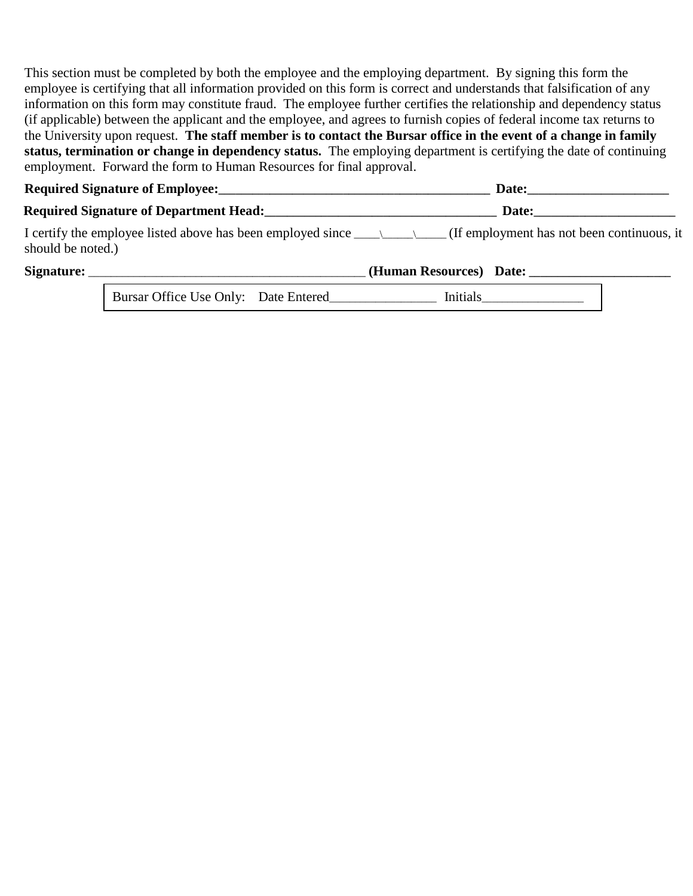This section must be completed by both the employee and the employing department. By signing this form the employee is certifying that all information provided on this form is correct and understands that falsification of any information on this form may constitute fraud. The employee further certifies the relationship and dependency status (if applicable) between the applicant and the employee, and agrees to furnish copies of federal income tax returns to the University upon request. **The staff member is to contact the Bursar office in the event of a change in family status, termination or change in dependency status.** The employing department is certifying the date of continuing employment. Forward the form to Human Resources for final approval.

**Required Signature of Employee:_________________________________________ Date:_____________________**

**Required Signature of Department Head:__________________________________ Date:_____________________**

I certify the employee listed above has been employed since ____\_____\_____ (If employment has not been continuous, it should be noted.)

**Signature:** __________________________________________ **(Human Resources) Date: _____________________**

| Bursar Office Use Only: Date Entered________________ Initials_______________ |
|---|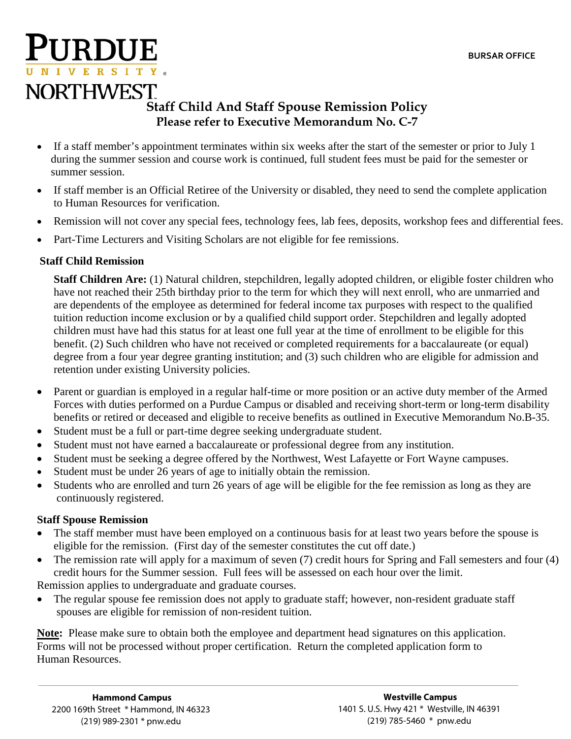# Purdue University Northwest

BURSAR OFFICE

## Staff Child And Staff Spouse Remission Policy

### Please refer to Executive Memorandum No. C-7

- If a staff member's appointment terminates within six weeks after the start of the semester or prior to July 1 during the summer session and course work is continued, full student fees must be paid for the semester or summer session.
- If staff member is an Official Retiree of the University or disabled, they need to send the complete application to Human Resources for verification.
- Remission will not cover any special fees, technology fees, lab fees, deposits, workshop fees and differential fees.
- Part-Time Lecturers and Visiting Scholars are not eligible for fee remissions.

**Staff Child Remission**

**Staff Children Are:** (1) Natural children, stepchildren, legally adopted children, or eligible foster children who have not reached their 25th birthday prior to the term for which they will next enroll, who are unmarried and are dependents of the employee as determined for federal income tax purposes with respect to the qualified tuition reduction income exclusion or by a qualified child support order. Stepchildren and legally adopted children must have had this status for at least one full year at the time of enrollment to be eligible for this benefit. (2) Such children who have not received or completed requirements for a baccalaureate (or equal) degree from a four year degree granting institution; and (3) such children who are eligible for admission and retention under existing University policies.

- Parent or guardian is employed in a regular half-time or more position or an active duty member of the Armed Forces with duties performed on a Purdue Campus or disabled and receiving short-term or long-term disability benefits or retired or deceased and eligible to receive benefits as outlined in Executive Memorandum No.B-35.
- Student must be a full or part-time degree seeking undergraduate student.
- Student must not have earned a baccalaureate or professional degree from any institution.
- Student must be seeking a degree offered by the Northwest, West Lafayette or Fort Wayne campuses.
- Student must be under 26 years of age to initially obtain the remission.
- Students who are enrolled and turn 26 years of age will be eligible for the fee remission as long as they are continuously registered.

**Staff Spouse Remission**

- The staff member must have been employed on a continuous basis for at least two years before the spouse is eligible for the remission. (First day of the semester constitutes the cut off date.)
- The remission rate will apply for a maximum of seven (7) credit hours for Spring and Fall semesters and four (4) credit hours for the Summer session. Full fees will be assessed on each hour over the limit.

Remission applies to undergraduate and graduate courses.

- The regular spouse fee remission does not apply to graduate staff; however, non-resident graduate staff spouses are eligible for remission of non-resident tuition.

**Note:** Please make sure to obtain both the employee and department head signatures on this application. Forms will not be processed without proper certification. Return the completed application form to Human Resources.

**Hammond Campus**
2200 169th Street * Hammond, IN 46323
(219) 989-2301 * pnw.edu

**Westville Campus**
1401 S. U.S. Hwy 421 * Westville, IN 46391
(219) 785-5460 * pnw.edu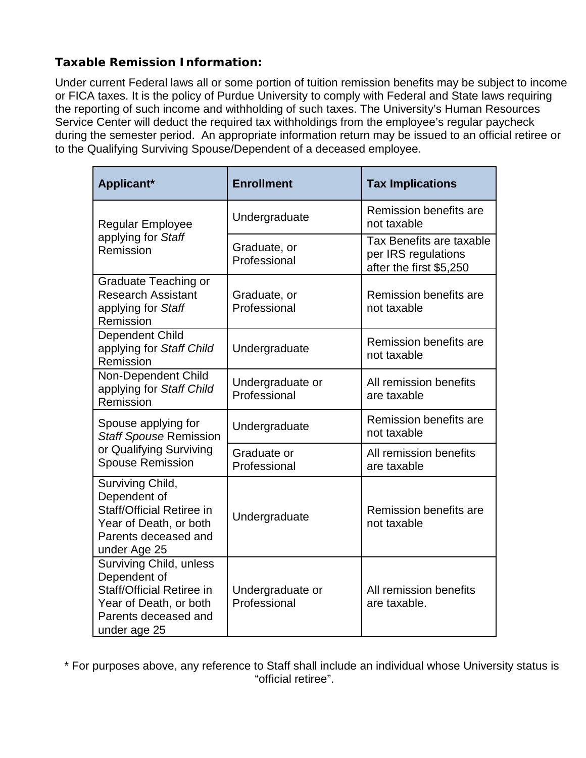**Taxable Remission Information:**

Under current Federal laws all or some portion of tuition remission benefits may be subject to income or FICA taxes. It is the policy of Purdue University to comply with Federal and State laws requiring the reporting of such income and withholding of such taxes. The University's Human Resources Service Center will deduct the required tax withholdings from the employee's regular paycheck during the semester period. An appropriate information return may be issued to an official retiree or to the Qualifying Surviving Spouse/Dependent of a deceased employee.

| Applicant* | Enrollment | Tax Implications |
|---|---|---|
| Regular Employee applying for *Staff* Remission | Undergraduate | Remission benefits are not taxable |
| | Graduate, or Professional | Tax Benefits are taxable per IRS regulations after the first $5,250 |
| Graduate Teaching or Research Assistant applying for *Staff* Remission | Graduate, or Professional | Remission benefits are not taxable |
| Dependent Child applying for *Staff Child* Remission | Undergraduate | Remission benefits are not taxable |
| Non-Dependent Child applying for *Staff Child* Remission | Undergraduate or Professional | All remission benefits are taxable |
| Spouse applying for *Staff Spouse* Remission or Qualifying Surviving Spouse Remission | Undergraduate | Remission benefits are not taxable |
| | Graduate or Professional | All remission benefits are taxable |
| Surviving Child, Dependent of Staff/Official Retiree in Year of Death, or both Parents deceased and under Age 25 | Undergraduate | Remission benefits are not taxable |
| Surviving Child, unless Dependent of Staff/Official Retiree in Year of Death, or both Parents deceased and under age 25 | Undergraduate or Professional | All remission benefits are taxable. |

* For purposes above, any reference to Staff shall include an individual whose University status is "official retiree".